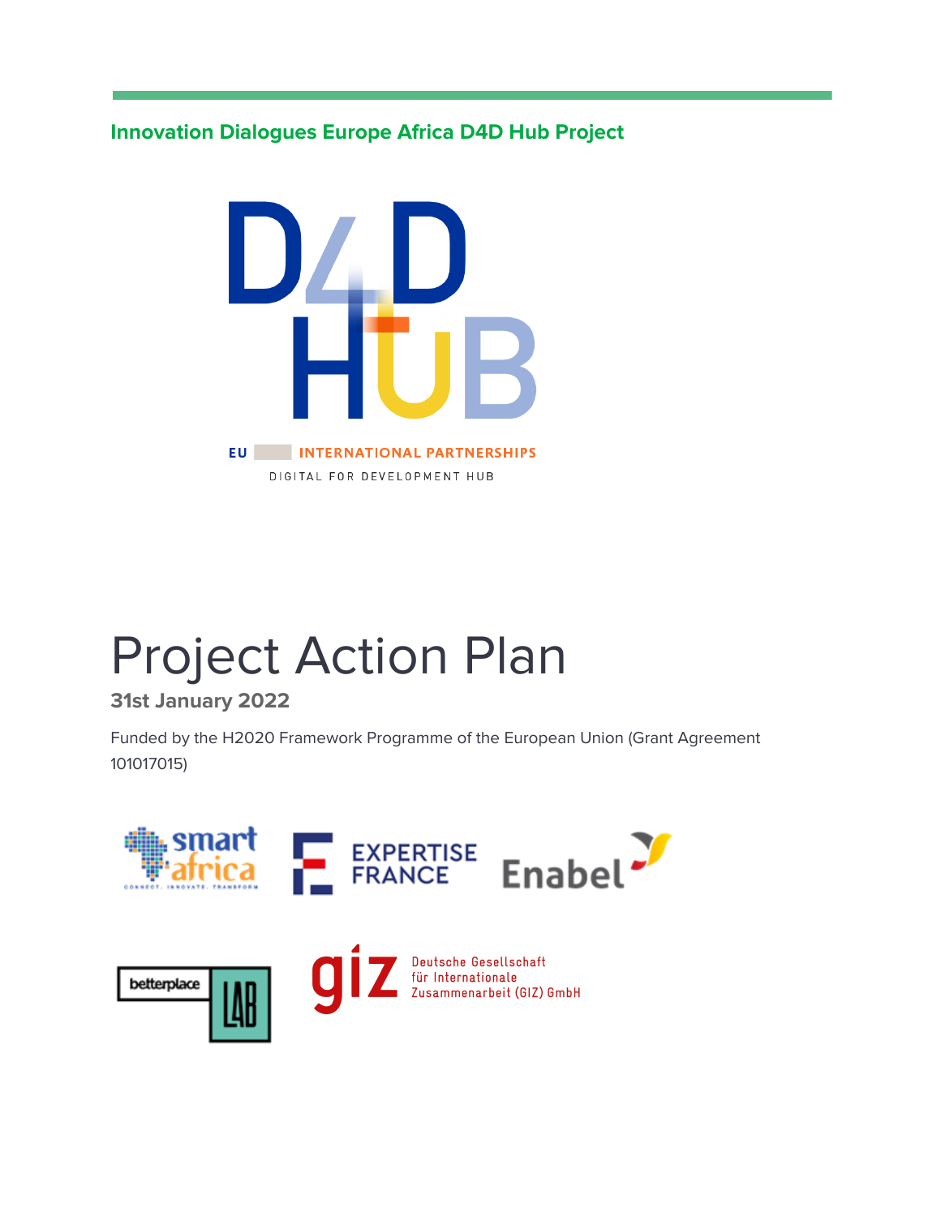**Innovation Dialogues Europe Africa D4D Hub Project**

# Project Action Plan

**31st January 2022**

Funded by the H2020 Framework Programme of the European Union (Grant Agreement 101017015)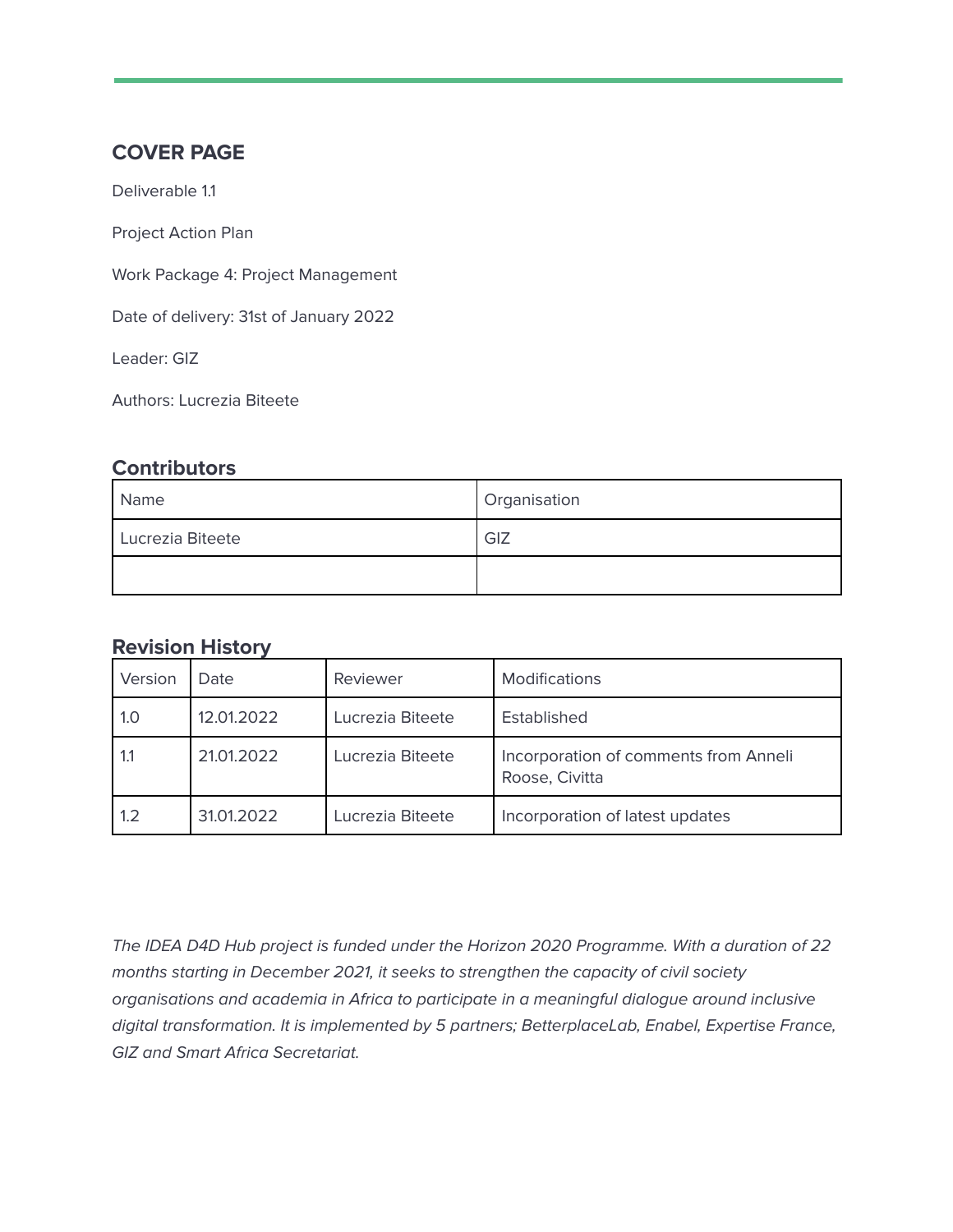## COVER PAGE

Deliverable 1.1

Project Action Plan

Work Package 4: Project Management

Date of delivery: 31st of January 2022

Leader: GIZ

Authors: Lucrezia Biteete

### Contributors

| Name | Organisation |
|---|---|
| Lucrezia Biteete | GIZ |
| | |

### Revision History

| Version | Date | Reviewer | Modifications |
|---|---|---|---|
| 1.0 | 12.01.2022 | Lucrezia Biteete | Established |
| 1.1 | 21.01.2022 | Lucrezia Biteete | Incorporation of comments from Anneli Roose, Civitta |
| 1.2 | 31.01.2022 | Lucrezia Biteete | Incorporation of latest updates |

*The IDEA D4D Hub project is funded under the Horizon 2020 Programme. With a duration of 22 months starting in December 2021, it seeks to strengthen the capacity of civil society organisations and academia in Africa to participate in a meaningful dialogue around inclusive digital transformation. It is implemented by 5 partners; BetterplaceLab, Enabel, Expertise France, GIZ and Smart Africa Secretariat.*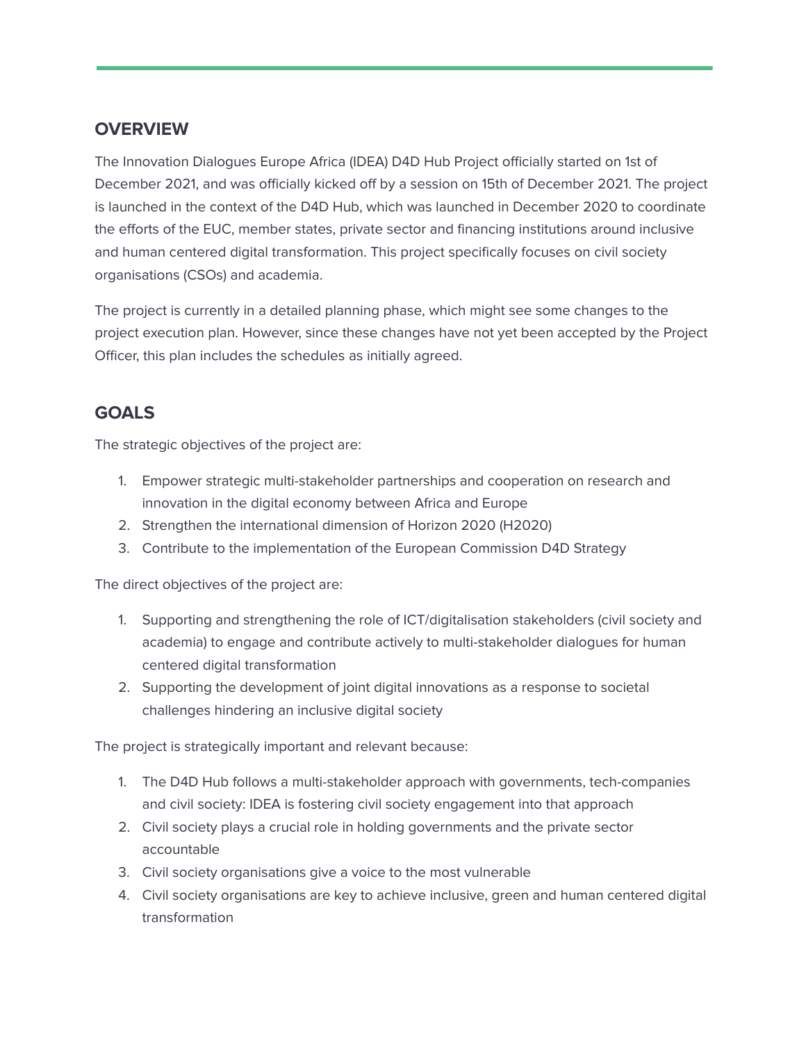## OVERVIEW

The Innovation Dialogues Europe Africa (IDEA) D4D Hub Project officially started on 1st of December 2021, and was officially kicked off by a session on 15th of December 2021. The project is launched in the context of the D4D Hub, which was launched in December 2020 to coordinate the efforts of the EUC, member states, private sector and financing institutions around inclusive and human centered digital transformation. This project specifically focuses on civil society organisations (CSOs) and academia.

The project is currently in a detailed planning phase, which might see some changes to the project execution plan. However, since these changes have not yet been accepted by the Project Officer, this plan includes the schedules as initially agreed.

## GOALS

The strategic objectives of the project are:

1. Empower strategic multi-stakeholder partnerships and cooperation on research and innovation in the digital economy between Africa and Europe
2. Strengthen the international dimension of Horizon 2020 (H2020)
3. Contribute to the implementation of the European Commission D4D Strategy

The direct objectives of the project are:

1. Supporting and strengthening the role of ICT/digitalisation stakeholders (civil society and academia) to engage and contribute actively to multi-stakeholder dialogues for human centered digital transformation
2. Supporting the development of joint digital innovations as a response to societal challenges hindering an inclusive digital society

The project is strategically important and relevant because:

1. The D4D Hub follows a multi-stakeholder approach with governments, tech-companies and civil society: IDEA is fostering civil society engagement into that approach
2. Civil society plays a crucial role in holding governments and the private sector accountable
3. Civil society organisations give a voice to the most vulnerable
4. Civil society organisations are key to achieve inclusive, green and human centered digital transformation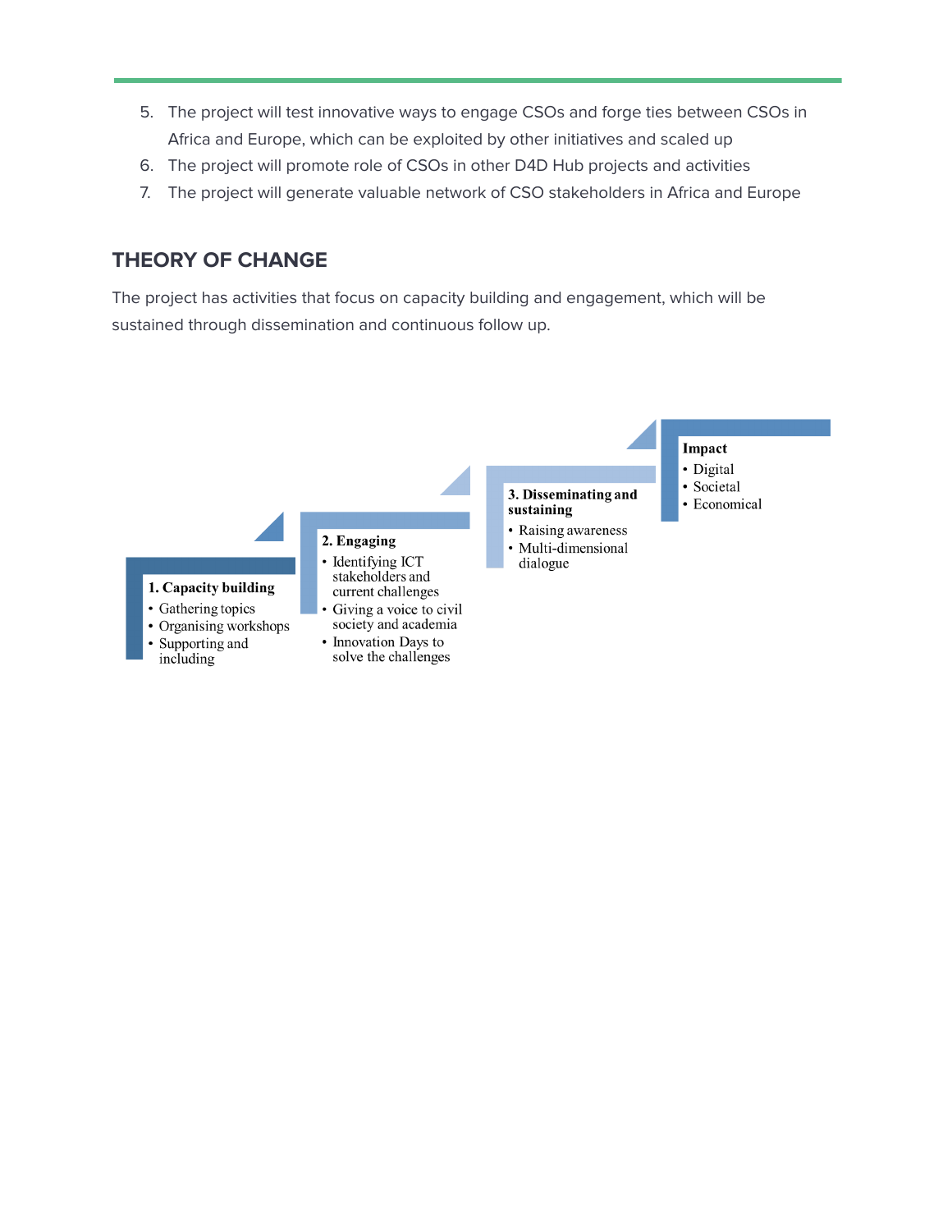5. The project will test innovative ways to engage CSOs and forge ties between CSOs in Africa and Europe, which can be exploited by other initiatives and scaled up
6. The project will promote role of CSOs in other D4D Hub projects and activities
7. The project will generate valuable network of CSO stakeholders in Africa and Europe

## THEORY OF CHANGE

The project has activities that focus on capacity building and engagement, which will be sustained through dissemination and continuous follow up.

**1. Capacity building**
- Gathering topics
- Organising workshops
- Supporting and including

**2. Engaging**
- Identifying ICT stakeholders and current challenges
- Giving a voice to civil society and academia
- Innovation Days to solve the challenges

**3. Disseminating and sustaining**
- Raising awareness
- Multi-dimensional dialogue

**Impact**
- Digital
- Societal
- Economical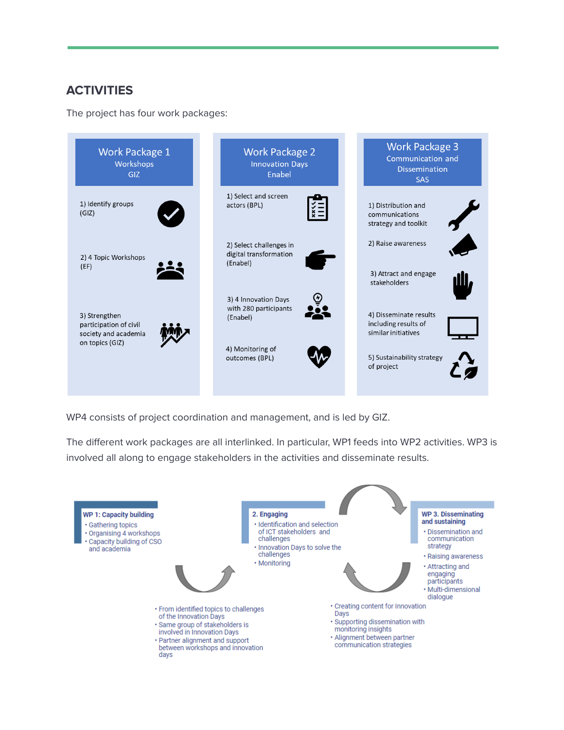## ACTIVITIES

The project has four work packages:

| Work Package 1<br>Workshops<br>GIZ | Work Package 2<br>Innovation Days<br>Enabel | Work Package 3<br>Communication and Dissemination<br>SAS |
| --- | --- | --- |
| 1) Identify groups (GIZ) | 1) Select and screen actors (BPL) | 1) Distribution and communications strategy and toolkit |
| 2) 4 Topic Workshops (EF) | 2) Select challenges in digital transformation (Enabel) | 2) Raise awareness |
| 3) Strengthen participation of civil society and academia on topics (GIZ) | 3) 4 Innovation Days with 280 participants (Enabel) | 3) Attract and engage stakeholders |
| | 4) Monitoring of outcomes (BPL) | 4) Disseminate results including results of similar initiatives |
| | | 5) Sustainability strategy of project |

WP4 consists of project coordination and management, and is led by GIZ.

The different work packages are all interlinked. In particular, WP1 feeds into WP2 activities. WP3 is involved all along to engage stakeholders in the activities and disseminate results.

**WP 1: Capacity building**
- Gathering topics
- Organising 4 workshops
- Capacity building of CSO and academia

**2. Engaging**
- Identification and selection of ICT stakeholders and challenges
- Innovation Days to solve the challenges
- Monitoring

**WP 3. Disseminating and sustaining**
- Dissemination and communication strategy
- Raising awareness
- Attracting and engaging participants
- Multi-dimensional dialogue

Link between WP 1 and WP 2:
- From identified topics to challenges of the Innovation Days
- Same group of stakeholders is involved in Innovation Days
- Partner alignment and support between workshops and innovation days

Link between WP 2 and WP 3:
- Creating content for Innovation Days
- Supporting dissemination with monitoring insights
- Alignment between partner communication strategies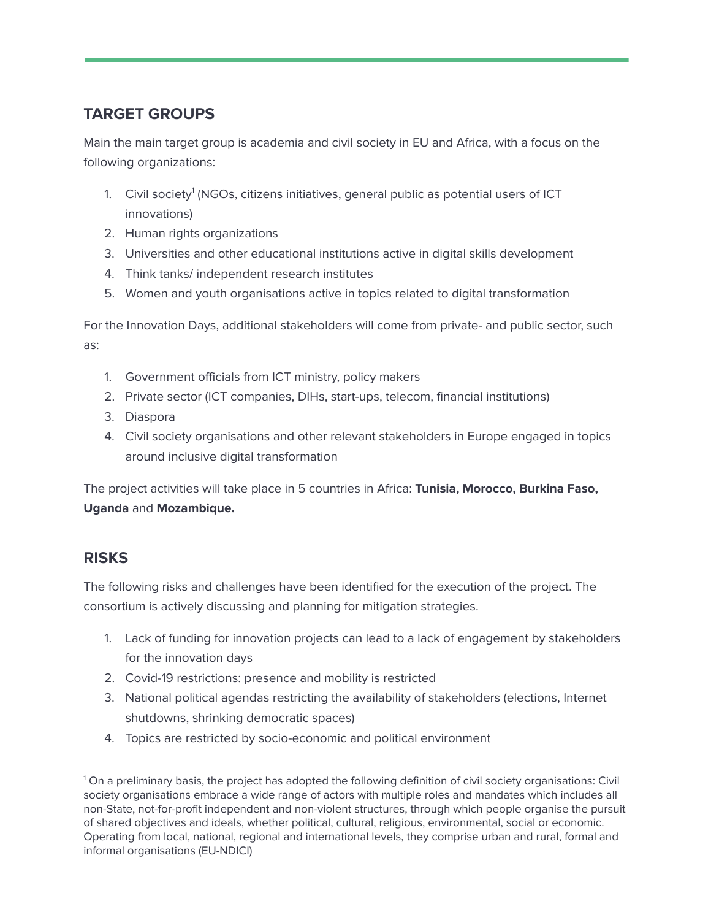## TARGET GROUPS

Main the main target group is academia and civil society in EU and Africa, with a focus on the following organizations:

1. Civil society[1] (NGOs, citizens initiatives, general public as potential users of ICT innovations)
2. Human rights organizations
3. Universities and other educational institutions active in digital skills development
4. Think tanks/ independent research institutes
5. Women and youth organisations active in topics related to digital transformation

For the Innovation Days, additional stakeholders will come from private- and public sector, such as:

1. Government officials from ICT ministry, policy makers
2. Private sector (ICT companies, DIHs, start-ups, telecom, financial institutions)
3. Diaspora
4. Civil society organisations and other relevant stakeholders in Europe engaged in topics around inclusive digital transformation

The project activities will take place in 5 countries in Africa: **Tunisia, Morocco, Burkina Faso, Uganda** and **Mozambique.**

## RISKS

The following risks and challenges have been identified for the execution of the project. The consortium is actively discussing and planning for mitigation strategies.

1. Lack of funding for innovation projects can lead to a lack of engagement by stakeholders for the innovation days
2. Covid-19 restrictions: presence and mobility is restricted
3. National political agendas restricting the availability of stakeholders (elections, Internet shutdowns, shrinking democratic spaces)
4. Topics are restricted by socio-economic and political environment

---

[1] On a preliminary basis, the project has adopted the following definition of civil society organisations: Civil society organisations embrace a wide range of actors with multiple roles and mandates which includes all non-State, not-for-profit independent and non-violent structures, through which people organise the pursuit of shared objectives and ideals, whether political, cultural, religious, environmental, social or economic. Operating from local, national, regional and international levels, they comprise urban and rural, formal and informal organisations (EU-NDICI)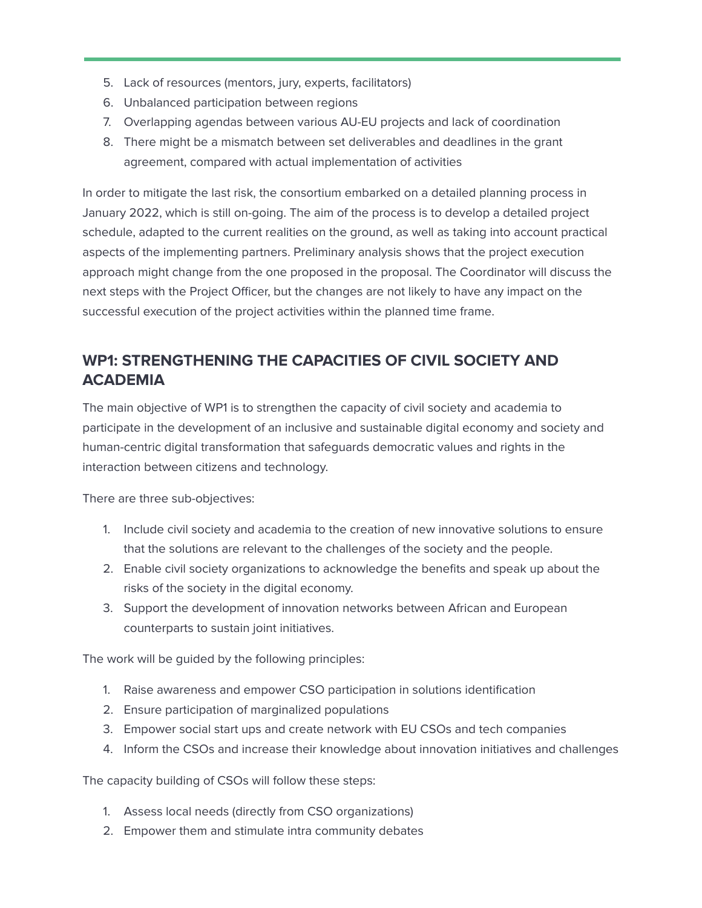5. Lack of resources (mentors, jury, experts, facilitators)
6. Unbalanced participation between regions
7. Overlapping agendas between various AU-EU projects and lack of coordination
8. There might be a mismatch between set deliverables and deadlines in the grant agreement, compared with actual implementation of activities

In order to mitigate the last risk, the consortium embarked on a detailed planning process in January 2022, which is still on-going. The aim of the process is to develop a detailed project schedule, adapted to the current realities on the ground, as well as taking into account practical aspects of the implementing partners. Preliminary analysis shows that the project execution approach might change from the one proposed in the proposal. The Coordinator will discuss the next steps with the Project Officer, but the changes are not likely to have any impact on the successful execution of the project activities within the planned time frame.

## WP1: STRENGTHENING THE CAPACITIES OF CIVIL SOCIETY AND ACADEMIA

The main objective of WP1 is to strengthen the capacity of civil society and academia to participate in the development of an inclusive and sustainable digital economy and society and human-centric digital transformation that safeguards democratic values and rights in the interaction between citizens and technology.

There are three sub-objectives:

1. Include civil society and academia to the creation of new innovative solutions to ensure that the solutions are relevant to the challenges of the society and the people.
2. Enable civil society organizations to acknowledge the benefits and speak up about the risks of the society in the digital economy.
3. Support the development of innovation networks between African and European counterparts to sustain joint initiatives.

The work will be guided by the following principles:

1. Raise awareness and empower CSO participation in solutions identification
2. Ensure participation of marginalized populations
3. Empower social start ups and create network with EU CSOs and tech companies
4. Inform the CSOs and increase their knowledge about innovation initiatives and challenges

The capacity building of CSOs will follow these steps:

1. Assess local needs (directly from CSO organizations)
2. Empower them and stimulate intra community debates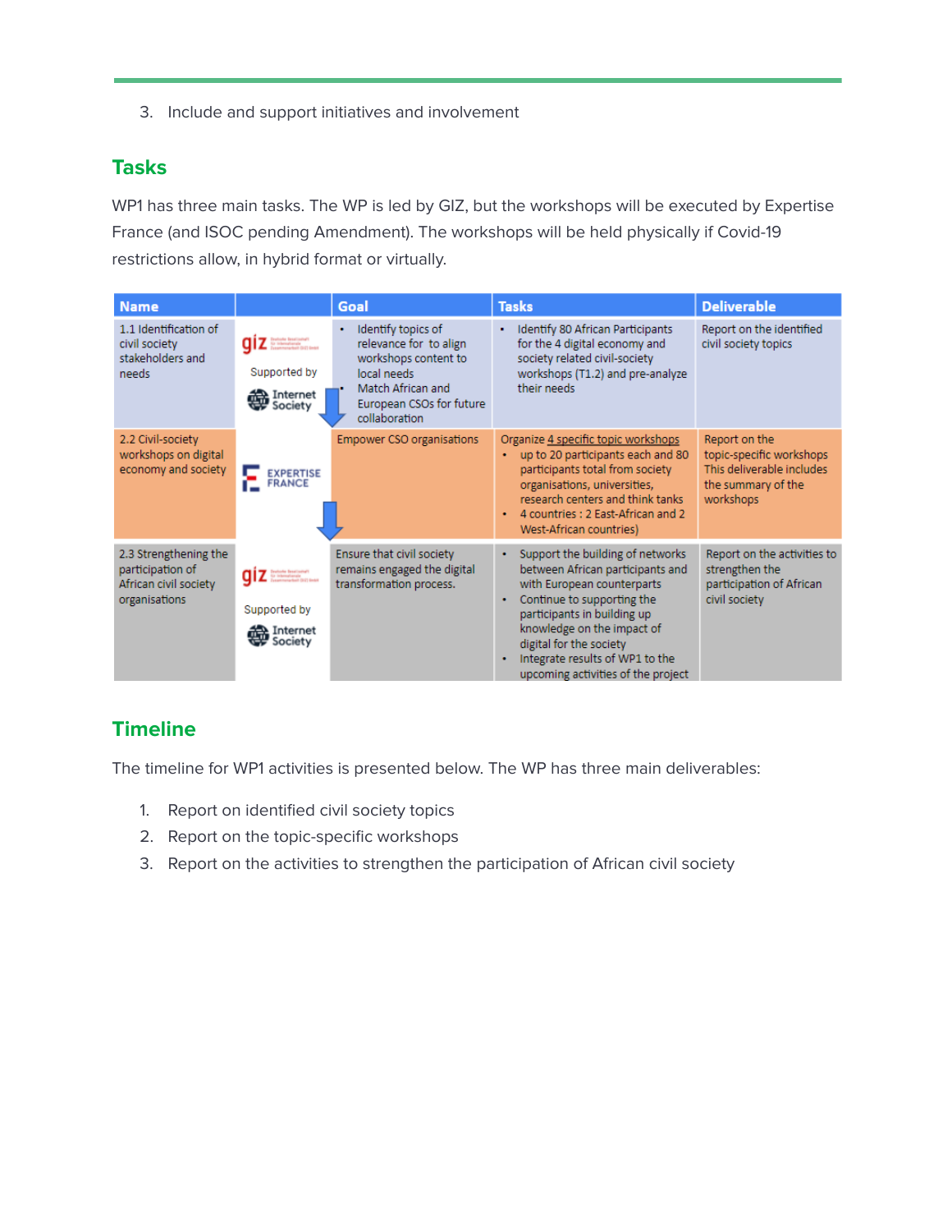3. Include and support initiatives and involvement

## Tasks

WP1 has three main tasks. The WP is led by GIZ, but the workshops will be executed by Expertise France (and ISOC pending Amendment). The workshops will be held physically if Covid-19 restrictions allow, in hybrid format or virtually.

| Name | | Goal | Tasks | Deliverable |
|---|---|---|---|---|
| 1.1 Identification of civil society stakeholders and needs | giz Supported by Internet Society | • Identify topics of relevance for to align workshops content to local needs<br>• Match African and European CSOs for future collaboration | • Identify 80 African Participants for the 4 digital economy and society related civil-society workshops (T1.2) and pre-analyze their needs | Report on the identified civil society topics |
| 2.2 Civil-society workshops on digital economy and society | EXPERTISE FRANCE | Empower CSO organisations | Organize 4 specific topic workshops<br>• up to 20 participants each and 80 participants total from society organisations, universities, research centers and think tanks<br>• 4 countries : 2 East-African and 2 West-African countries) | Report on the topic-specific workshops This deliverable includes the summary of the workshops |
| 2.3 Strengthening the participation of African civil society organisations | giz Supported by Internet Society | Ensure that civil society remains engaged the digital transformation process. | • Support the building of networks between African participants and with European counterparts<br>• Continue to supporting the participants in building up knowledge on the impact of digital for the society<br>• Integrate results of WP1 to the upcoming activities of the project | Report on the activities to strengthen the participation of African civil society |

## Timeline

The timeline for WP1 activities is presented below. The WP has three main deliverables:

1. Report on identified civil society topics
2. Report on the topic-specific workshops
3. Report on the activities to strengthen the participation of African civil society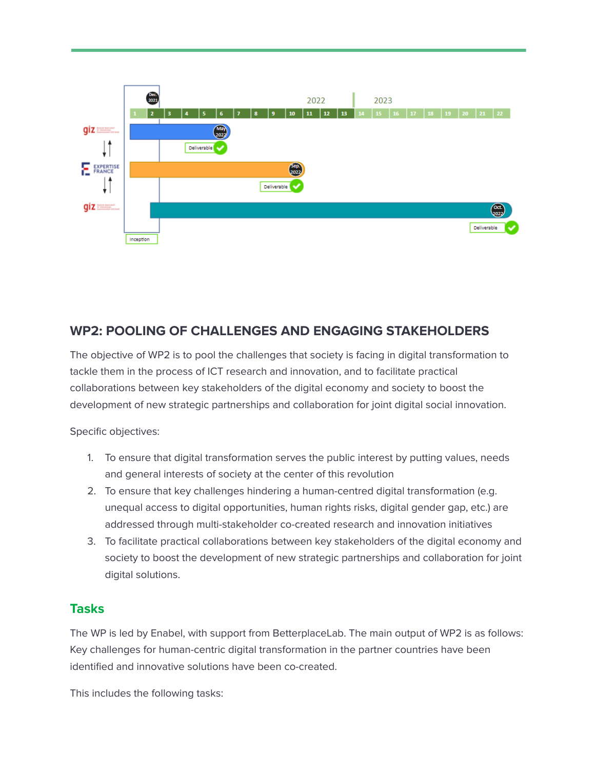## WP2: POOLING OF CHALLENGES AND ENGAGING STAKEHOLDERS

The objective of WP2 is to pool the challenges that society is facing in digital transformation to tackle them in the process of ICT research and innovation, and to facilitate practical collaborations between key stakeholders of the digital economy and society to boost the development of new strategic partnerships and collaboration for joint digital social innovation.

Specific objectives:

1. To ensure that digital transformation serves the public interest by putting values, needs and general interests of society at the center of this revolution
2. To ensure that key challenges hindering a human-centred digital transformation (e.g. unequal access to digital opportunities, human rights risks, digital gender gap, etc.) are addressed through multi-stakeholder co-created research and innovation initiatives
3. To facilitate practical collaborations between key stakeholders of the digital economy and society to boost the development of new strategic partnerships and collaboration for joint digital solutions.

### Tasks

The WP is led by Enabel, with support from BetterplaceLab. The main output of WP2 is as follows: Key challenges for human-centric digital transformation in the partner countries have been identified and innovative solutions have been co-created.

This includes the following tasks: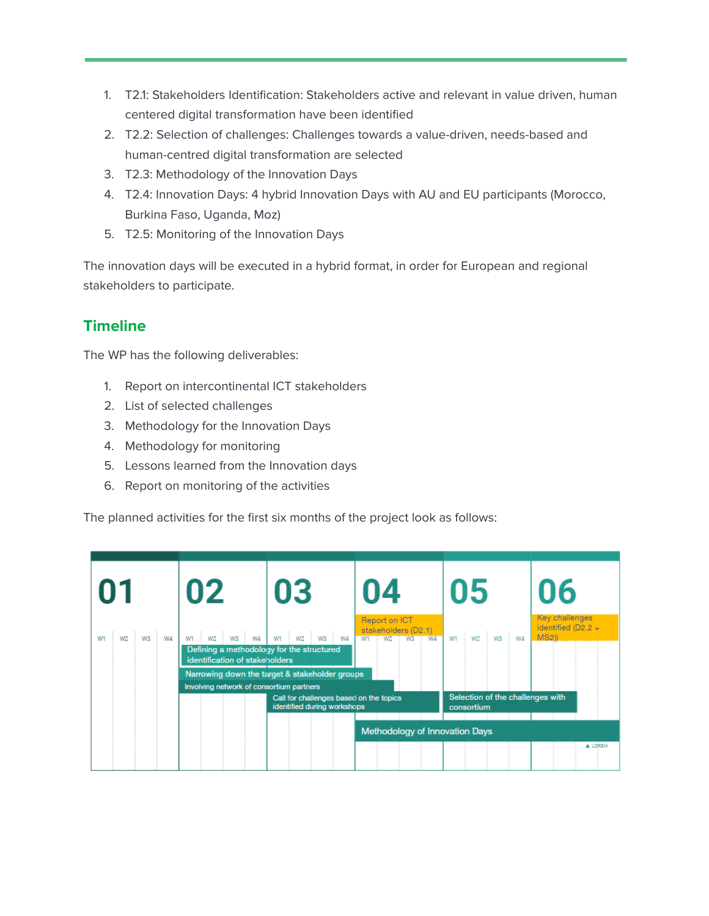1. T2.1: Stakeholders Identification: Stakeholders active and relevant in value driven, human centered digital transformation have been identified
2. T2.2: Selection of challenges: Challenges towards a value-driven, needs-based and human-centred digital transformation are selected
3. T2.3: Methodology of the Innovation Days
4. T2.4: Innovation Days: 4 hybrid Innovation Days with AU and EU participants (Morocco, Burkina Faso, Uganda, Moz)
5. T2.5: Monitoring of the Innovation Days

The innovation days will be executed in a hybrid format, in order for European and regional stakeholders to participate.

## Timeline

The WP has the following deliverables:

1. Report on intercontinental ICT stakeholders
2. List of selected challenges
3. Methodology for the Innovation Days
4. Methodology for monitoring
5. Lessons learned from the Innovation days
6. Report on monitoring of the activities

The planned activities for the first six months of the project look as follows:

| Activity / Milestone | 01 | 02 | 03 | 04 | 05 | 06 |
| --- | --- | --- | --- | --- | --- | --- |
| Defining a methodology for the structured identification of stakeholders | | X | X | | | |
| Narrowing down the target & stakeholder groups | | X | X | X | | |
| Involving network of consortium partners | | X | X | X | | |
| Call for challenges based on the topics identified during workshops | | | X | X | | |
| Report on ICT stakeholders (D2.1) | | | | X | | |
| Selection of the challenges with consortium | | | | | X | X |
| Methodology of Innovation Days | | | | X | X | X |
| Key challenges identified (D2.2 + MS2)) | | | | | | X |

Each month is divided into weeks W1, W2, W3, W4.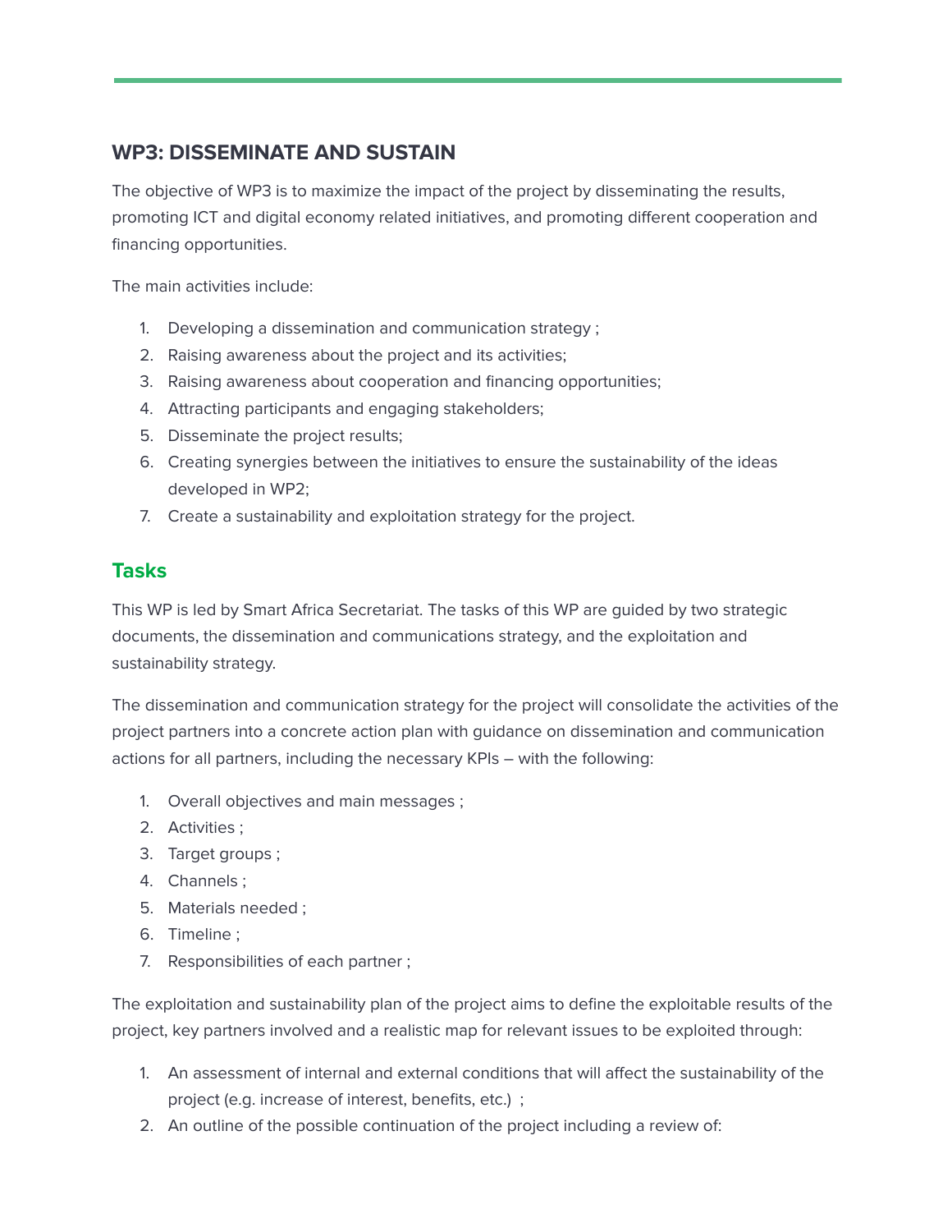## WP3: DISSEMINATE AND SUSTAIN

The objective of WP3 is to maximize the impact of the project by disseminating the results, promoting ICT and digital economy related initiatives, and promoting different cooperation and financing opportunities.

The main activities include:

1. Developing a dissemination and communication strategy ;
2. Raising awareness about the project and its activities;
3. Raising awareness about cooperation and financing opportunities;
4. Attracting participants and engaging stakeholders;
5. Disseminate the project results;
6. Creating synergies between the initiatives to ensure the sustainability of the ideas developed in WP2;
7. Create a sustainability and exploitation strategy for the project.

### Tasks

This WP is led by Smart Africa Secretariat. The tasks of this WP are guided by two strategic documents, the dissemination and communications strategy, and the exploitation and sustainability strategy.

The dissemination and communication strategy for the project will consolidate the activities of the project partners into a concrete action plan with guidance on dissemination and communication actions for all partners, including the necessary KPIs – with the following:

1. Overall objectives and main messages ;
2. Activities ;
3. Target groups ;
4. Channels ;
5. Materials needed ;
6. Timeline ;
7. Responsibilities of each partner ;

The exploitation and sustainability plan of the project aims to define the exploitable results of the project, key partners involved and a realistic map for relevant issues to be exploited through:

1. An assessment of internal and external conditions that will affect the sustainability of the project (e.g. increase of interest, benefits, etc.) ;
2. An outline of the possible continuation of the project including a review of: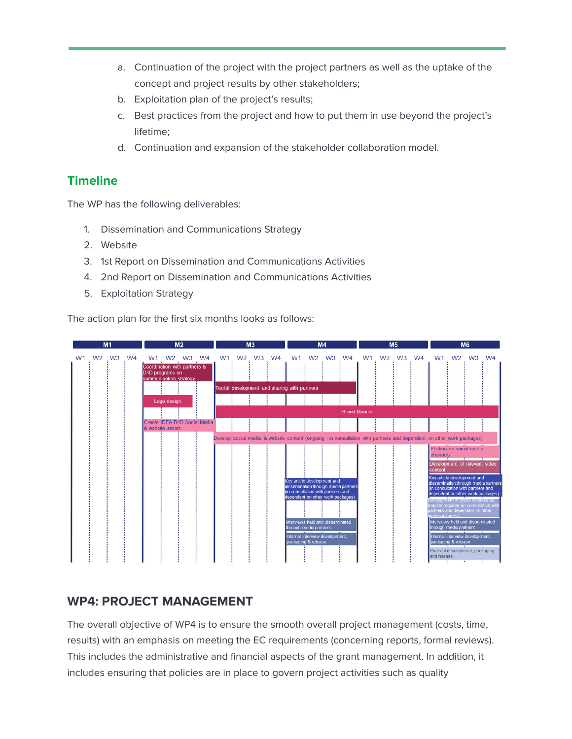a. Continuation of the project with the project partners as well as the uptake of the concept and project results by other stakeholders;
b. Exploitation plan of the project's results;
c. Best practices from the project and how to put them in use beyond the project's lifetime;
d. Continuation and expansion of the stakeholder collaboration model.

## Timeline

The WP has the following deliverables:

1. Dissemination and Communications Strategy
2. Website
3. 1st Report on Dissemination and Communications Activities
4. 2nd Report on Dissemination and Communications Activities
5. Exploitation Strategy

The action plan for the first six months looks as follows:

| Activity | M1 | M2 | M3 | M4 | M5 | M6 |
|---|---|---|---|---|---|---|
| Coordination with partners & D4D programs on communication strategy | | X | | | | |
| Toolkit development and sharing with partners | | | X | X | | |
| Logo design | | X | | | | |
| Brand Manual | | | X | X | X | X |
| Create IDEA D4D Social Media & website assets | | X | | | | |
| Develop social media & website content (ongoing - in consultation with partners and dependent on other work packages) | | | X | X | X | X |
| Posting on social media channels | | | | | | X |
| Development of relevant video content | | | | | | X |
| Key article development and dissemination through media partners (in consultation with partners and dependent on other work packages) | | | | X | | X |
| Development of press releases as may be required (in consultation with partners and dependent on other work packages) | | | | | | X |
| Interviews held and disseminated through media partners | | | | X | | X |
| Internal interview development, packaging & release | | | | X | | X |
| Podcast development, packaging and release | | | | | | X |

## WP4: PROJECT MANAGEMENT

The overall objective of WP4 is to ensure the smooth overall project management (costs, time, results) with an emphasis on meeting the EC requirements (concerning reports, formal reviews). This includes the administrative and financial aspects of the grant management. In addition, it includes ensuring that policies are in place to govern project activities such as quality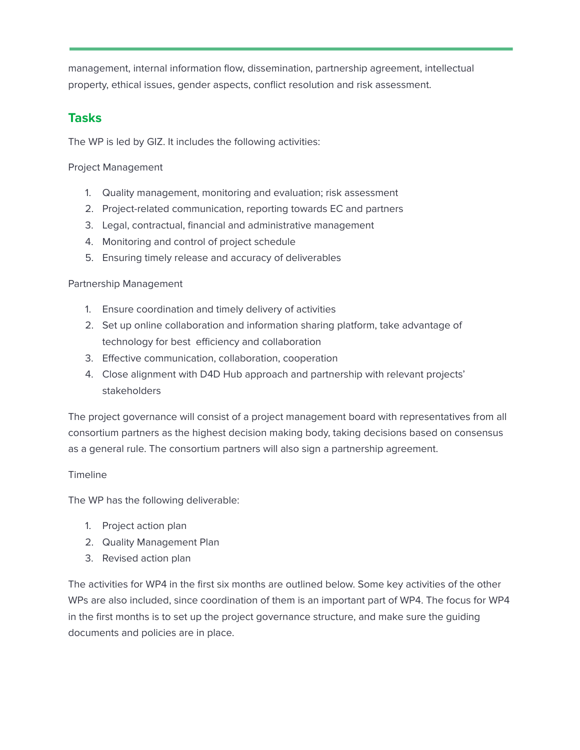management, internal information flow, dissemination, partnership agreement, intellectual property, ethical issues, gender aspects, conflict resolution and risk assessment.

## Tasks

The WP is led by GIZ. It includes the following activities:

Project Management

1. Quality management, monitoring and evaluation; risk assessment
2. Project-related communication, reporting towards EC and partners
3. Legal, contractual, financial and administrative management
4. Monitoring and control of project schedule
5. Ensuring timely release and accuracy of deliverables

Partnership Management

1. Ensure coordination and timely delivery of activities
2. Set up online collaboration and information sharing platform, take advantage of technology for best efficiency and collaboration
3. Effective communication, collaboration, cooperation
4. Close alignment with D4D Hub approach and partnership with relevant projects' stakeholders

The project governance will consist of a project management board with representatives from all consortium partners as the highest decision making body, taking decisions based on consensus as a general rule. The consortium partners will also sign a partnership agreement.

Timeline

The WP has the following deliverable:

1. Project action plan
2. Quality Management Plan
3. Revised action plan

The activities for WP4 in the first six months are outlined below. Some key activities of the other WPs are also included, since coordination of them is an important part of WP4. The focus for WP4 in the first months is to set up the project governance structure, and make sure the guiding documents and policies are in place.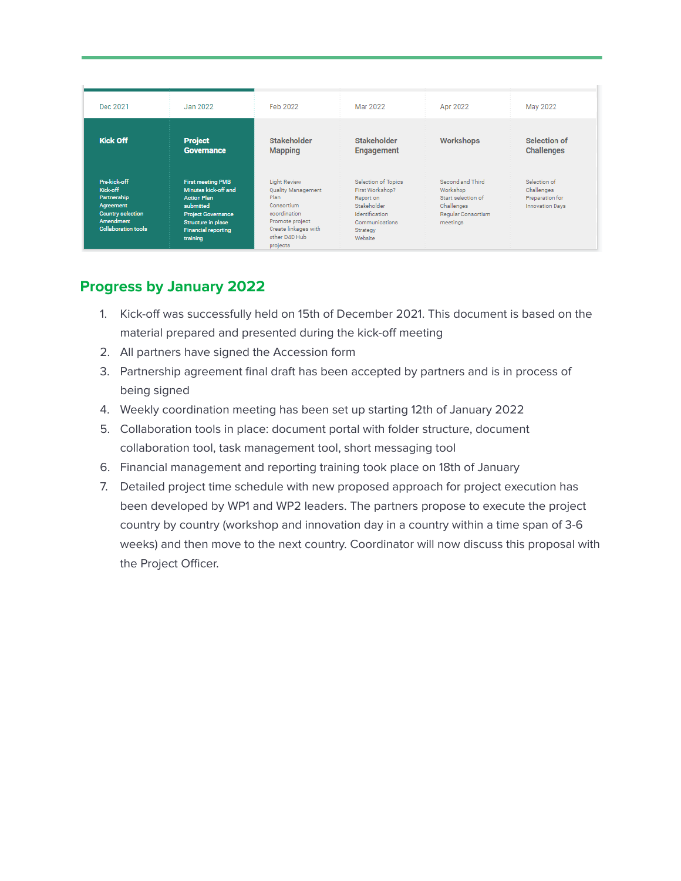| Dec 2021 | Jan 2022 | Feb 2022 | Mar 2022 | Apr 2022 | May 2022 |
|---|---|---|---|---|---|
| **Kick Off** | **Project Governance** | **Stakeholder Mapping** | **Stakeholder Engagement** | **Workshops** | **Selection of Challenges** |
| Pre-kick-off<br>Kick-off<br>Partnership Agreement<br>Country selection<br>Amendment<br>Collaboration tools | First meeting PMB<br>Minutes kick-off and Action Plan submitted<br>Project Governance Structure in place<br>Financial reporting training | Light Review<br>Quality Management Plan<br>Consortium coordination<br>Promote project<br>Create linkages with other D4D Hub projects | Selection of Topics<br>First Workshop?<br>Report on Stakeholder Identification<br>Communications Strategy<br>Website | Second and Third Workshop<br>Start selection of Challenges<br>Regular Consortium meetings | Selection of Challenges<br>Preparation for Innovation Days |

## Progress by January 2022

1. Kick-off was successfully held on 15th of December 2021. This document is based on the material prepared and presented during the kick-off meeting
2. All partners have signed the Accession form
3. Partnership agreement final draft has been accepted by partners and is in process of being signed
4. Weekly coordination meeting has been set up starting 12th of January 2022
5. Collaboration tools in place: document portal with folder structure, document collaboration tool, task management tool, short messaging tool
6. Financial management and reporting training took place on 18th of January
7. Detailed project time schedule with new proposed approach for project execution has been developed by WP1 and WP2 leaders. The partners propose to execute the project country by country (workshop and innovation day in a country within a time span of 3-6 weeks) and then move to the next country. Coordinator will now discuss this proposal with the Project Officer.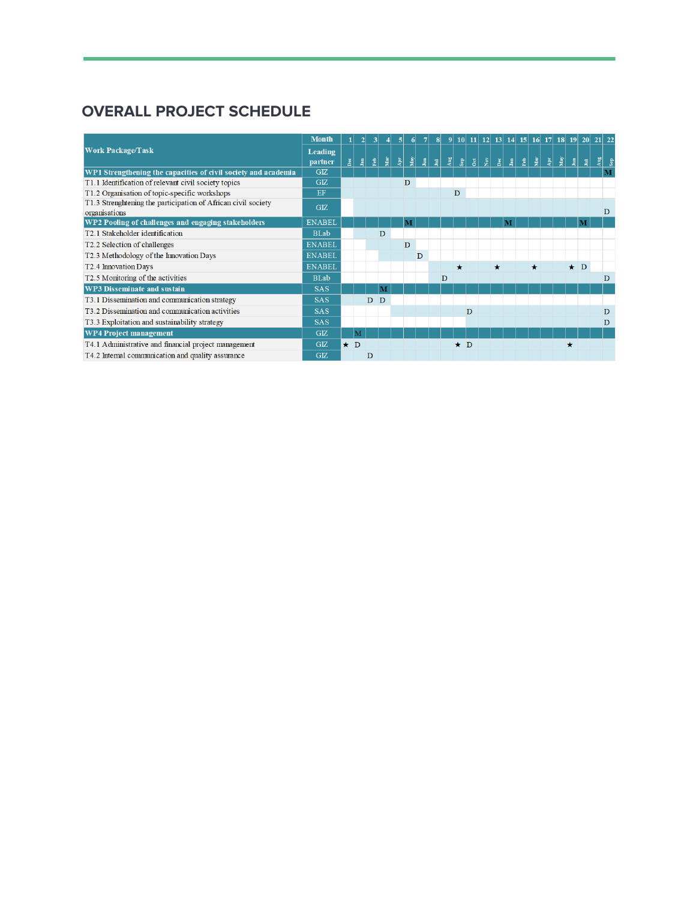# OVERALL PROJECT SCHEDULE

| Work Package/Task | Month | 1 | 2 | 3 | 4 | 5 | 6 | 7 | 8 | 9 | 10 | 11 | 12 | 13 | 14 | 15 | 16 | 17 | 18 | 19 | 20 | 21 | 22 |
|---|---|---|---|---|---|---|---|---|---|---|---|---|---|---|---|---|---|---|---|---|---|---|---|
| | Leading partner | Dec | Jan | Feb | Mar | Apr | May | Jun | Jul | Aug | Sep | Oct | Nov | Dec | Jan | Feb | Mar | Apr | May | Jun | Jul | Aug | Sep |
| **WP1 Strengthening the capacities of civil society and academia** | GIZ | | | | | | | | | | | | | | | | | | | | | | M |
| T1.1 Identification of relevant civil society topics | GIZ | | | | | | D | | | | | | | | | | | | | | | | |
| T1.2 Organisation of topic-specific workshops | EF | | | | | | | | | | D | | | | | | | | | | | | |
| T1.3 Strenghtening the participation of African civil society organisations | GIZ | | | | | | | | | | | | | | | | | | | | | | D |
| **WP2 Pooling of challenges and engaging stakeholders** | ENABEL | | | | | | M | | | | | | | | M | | | | | | M | | |
| T2.1 Stakeholder identification | BLab | | | | D | | | | | | | | | | | | | | | | | | |
| T2.2 Selection of challenges | ENABEL | | | | | | D | | | | | | | | | | | | | | | | |
| T2.3 Methodology of the Innovation Days | ENABEL | | | | | | | D | | | | | | | | | | | | | | | |
| T2.4 Innovation Days | ENABEL | | | | | | | | | | ★ | | | ★ | | | ★ | | | ★ | D | | |
| T2.5 Monitoring of the activities | BLab | | | | | | | | | D | | | | | | | | | | | | | D |
| **WP3 Disseminate and sustain** | SAS | | | | M | | | | | | | | | | | | | | | | | | |
| T3.1 Dissemination and communication strategy | SAS | | | D | D | | | | | | | | | | | | | | | | | | |
| T3.2 Dissemination and communication activities | SAS | | | | | | | | | | | D | | | | | | | | | | | D |
| T3.3 Exploitation and sustainability strategy | SAS | | | | | | | | | | | | | | | | | | | | | | D |
| **WP4 Project management** | GIZ | | M | | | | | | | | | | | | | | | | | | | | |
| T4.1 Administrative and financial project management | GIZ | ★ | D | | | | | | | | ★ | D | | | | | | | | ★ | | | |
| T4.2 Internal communication and quality assurance | GIZ | | | D | | | | | | | | | | | | | | | | | | | |